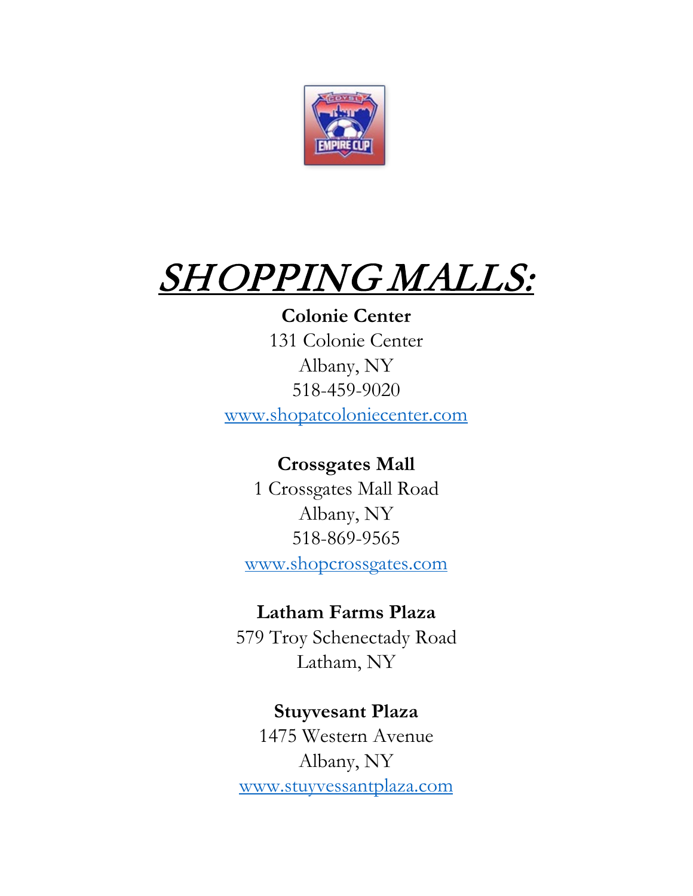# *SHOPPING MALLS:*

**Colonie Center**
131 Colonie Center
Albany, NY
518-459-9020
www.shopatcoloniecenter.com

**Crossgates Mall**
1 Crossgates Mall Road
Albany, NY
518-869-9565
www.shopcrossgates.com

**Latham Farms Plaza**
579 Troy Schenectady Road
Latham, NY

**Stuyvesant Plaza**
1475 Western Avenue
Albany, NY
www.stuyvessantplaza.com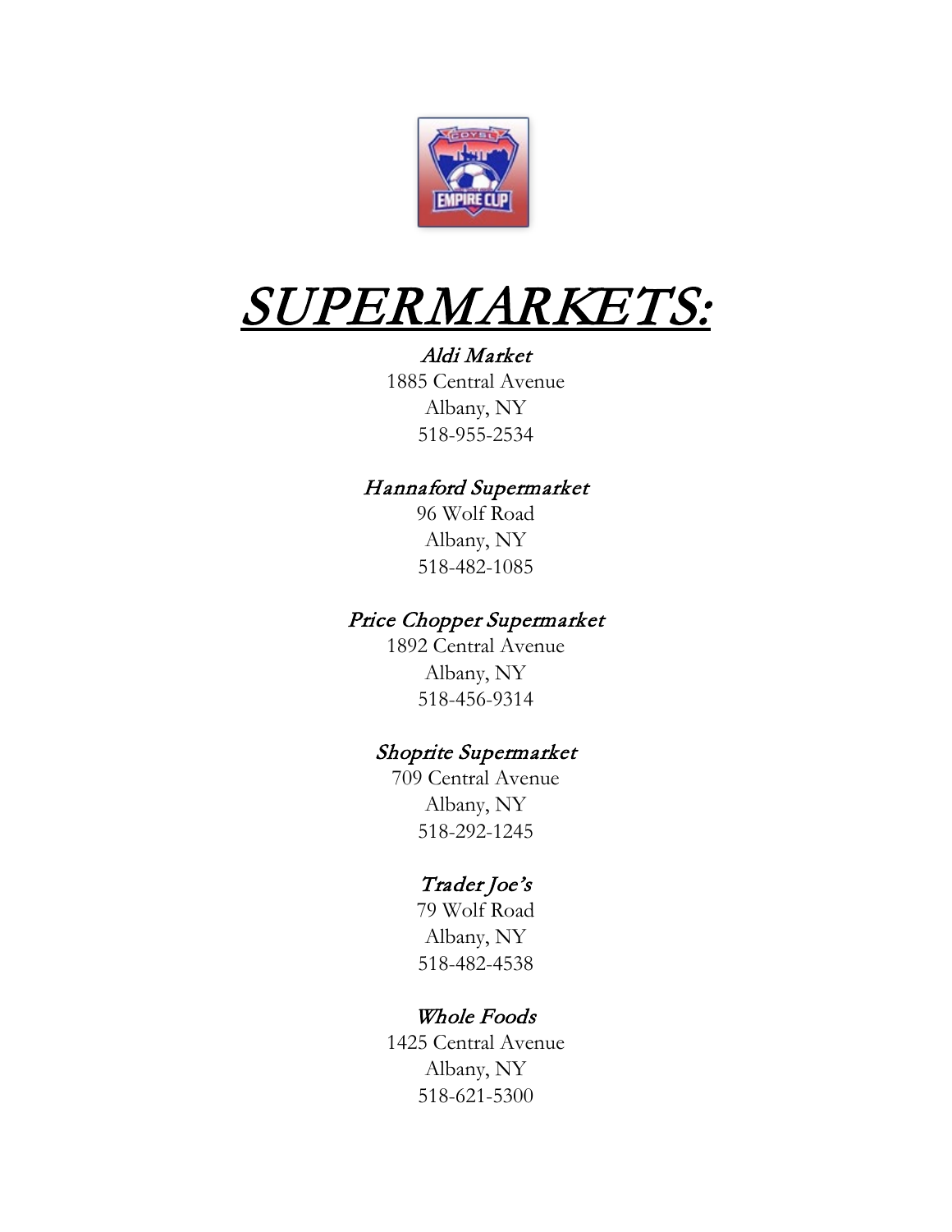# SUPERMARKETS:

*Aldi Market*
1885 Central Avenue
Albany, NY
518-955-2534

*Hannaford Supermarket*
96 Wolf Road
Albany, NY
518-482-1085

*Price Chopper Supermarket*
1892 Central Avenue
Albany, NY
518-456-9314

*Shoprite Supermarket*
709 Central Avenue
Albany, NY
518-292-1245

*Trader Joe's*
79 Wolf Road
Albany, NY
518-482-4538

*Whole Foods*
1425 Central Avenue
Albany, NY
518-621-5300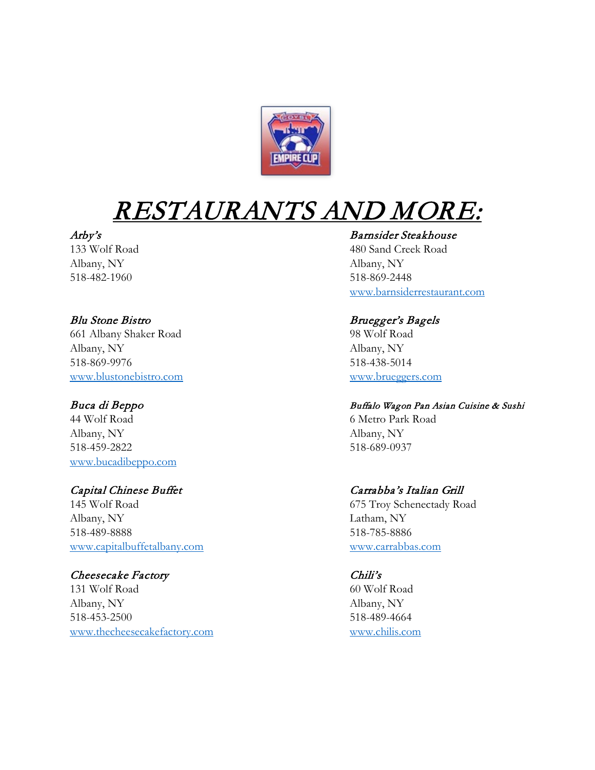# *RESTAURANTS AND MORE:*

*Arby's*
133 Wolf Road
Albany, NY
518-482-1960

*Barnsider Steakhouse*
480 Sand Creek Road
Albany, NY
518-869-2448
www.barnsiderrestaurant.com

*Blu Stone Bistro*
661 Albany Shaker Road
Albany, NY
518-869-9976
www.blustonebistro.com

*Bruegger's Bagels*
98 Wolf Road
Albany, NY
518-438-5014
www.brueggers.com

*Buca di Beppo*
44 Wolf Road
Albany, NY
518-459-2822
www.bucadibeppo.com

*Buffalo Wagon Pan Asian Cuisine & Sushi*
6 Metro Park Road
Albany, NY
518-689-0937

*Capital Chinese Buffet*
145 Wolf Road
Albany, NY
518-489-8888
www.capitalbuffetalbany.com

*Carrabba's Italian Grill*
675 Troy Schenectady Road
Latham, NY
518-785-8886
www.carrabbas.com

*Cheesecake Factory*
131 Wolf Road
Albany, NY
518-453-2500
www.thecheesecakefactory.com

*Chili's*
60 Wolf Road
Albany, NY
518-489-4664
www.chilis.com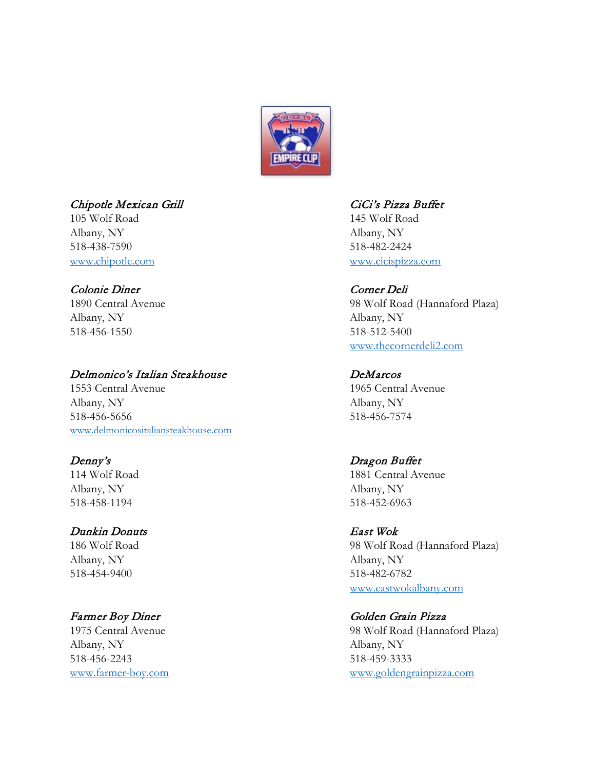*Chipotle Mexican Grill*
105 Wolf Road
Albany, NY
518-438-7590
www.chipotle.com

*CiCi's Pizza Buffet*
145 Wolf Road
Albany, NY
518-482-2424
www.cicispizza.com

*Colonie Diner*
1890 Central Avenue
Albany, NY
518-456-1550

*Corner Deli*
98 Wolf Road (Hannaford Plaza)
Albany, NY
518-512-5400
www.thecornerdeli2.com

*Delmonico's Italian Steakhouse*
1553 Central Avenue
Albany, NY
518-456-5656
www.delmonicositaliansteakhouse.com

*DeMarcos*
1965 Central Avenue
Albany, NY
518-456-7574

*Denny's*
114 Wolf Road
Albany, NY
518-458-1194

*Dragon Buffet*
1881 Central Avenue
Albany, NY
518-452-6963

*Dunkin Donuts*
186 Wolf Road
Albany, NY
518-454-9400

*East Wok*
98 Wolf Road (Hannaford Plaza)
Albany, NY
518-482-6782
www.eastwokalbany.com

*Farmer Boy Diner*
1975 Central Avenue
Albany, NY
518-456-2243
www.farmer-boy.com

*Golden Grain Pizza*
98 Wolf Road (Hannaford Plaza)
Albany, NY
518-459-3333
www.goldengrainpizza.com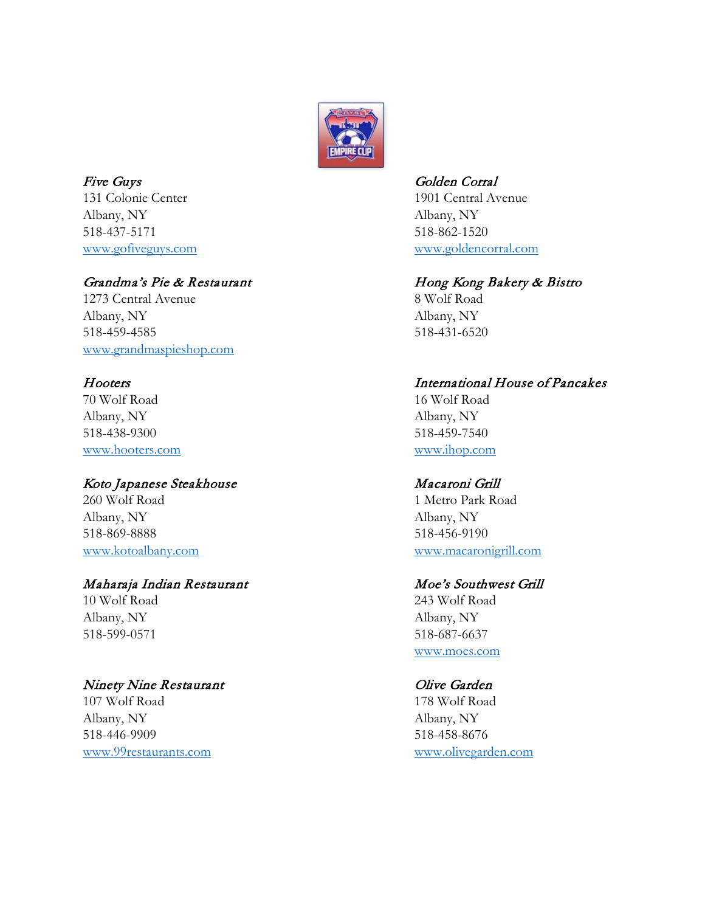*Five Guys*
131 Colonie Center
Albany, NY
518-437-5171
www.gofiveguys.com

*Golden Corral*
1901 Central Avenue
Albany, NY
518-862-1520
www.goldencorral.com

*Grandma's Pie & Restaurant*
1273 Central Avenue
Albany, NY
518-459-4585
www.grandmaspieshop.com

*Hong Kong Bakery & Bistro*
8 Wolf Road
Albany, NY
518-431-6520

*Hooters*
70 Wolf Road
Albany, NY
518-438-9300
www.hooters.com

*International House of Pancakes*
16 Wolf Road
Albany, NY
518-459-7540
www.ihop.com

*Koto Japanese Steakhouse*
260 Wolf Road
Albany, NY
518-869-8888
www.kotoalbany.com

*Macaroni Grill*
1 Metro Park Road
Albany, NY
518-456-9190
www.macaronigrill.com

*Maharaja Indian Restaurant*
10 Wolf Road
Albany, NY
518-599-0571

*Moe's Southwest Grill*
243 Wolf Road
Albany, NY
518-687-6637
www.moes.com

*Ninety Nine Restaurant*
107 Wolf Road
Albany, NY
518-446-9909
www.99restaurants.com

*Olive Garden*
178 Wolf Road
Albany, NY
518-458-8676
www.olivegarden.com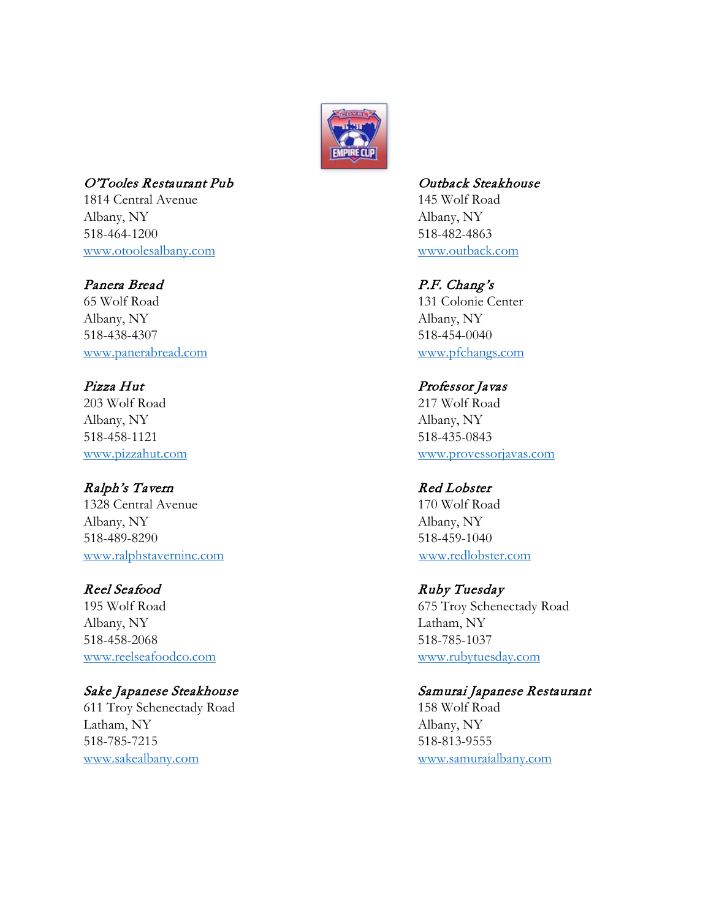*O'Tooles Restaurant Pub*
1814 Central Avenue
Albany, NY
518-464-1200
www.otoolesalbany.com

*Outback Steakhouse*
145 Wolf Road
Albany, NY
518-482-4863
www.outback.com

*Panera Bread*
65 Wolf Road
Albany, NY
518-438-4307
www.panerabread.com

*P.F. Chang's*
131 Colonie Center
Albany, NY
518-454-0040
www.pfchangs.com

*Pizza Hut*
203 Wolf Road
Albany, NY
518-458-1121
www.pizzahut.com

*Professor Javas*
217 Wolf Road
Albany, NY
518-435-0843
www.provessorjavas.com

*Ralph's Tavern*
1328 Central Avenue
Albany, NY
518-489-8290
www.ralphstaverninc.com

*Red Lobster*
170 Wolf Road
Albany, NY
518-459-1040
www.redlobster.com

*Reel Seafood*
195 Wolf Road
Albany, NY
518-458-2068
www.reelseafoodco.com

*Ruby Tuesday*
675 Troy Schenectady Road
Latham, NY
518-785-1037
www.rubytuesday.com

*Sake Japanese Steakhouse*
611 Troy Schenectady Road
Latham, NY
518-785-7215
www.sakealbany.com

*Samurai Japanese Restaurant*
158 Wolf Road
Albany, NY
518-813-9555
www.samuraialbany.com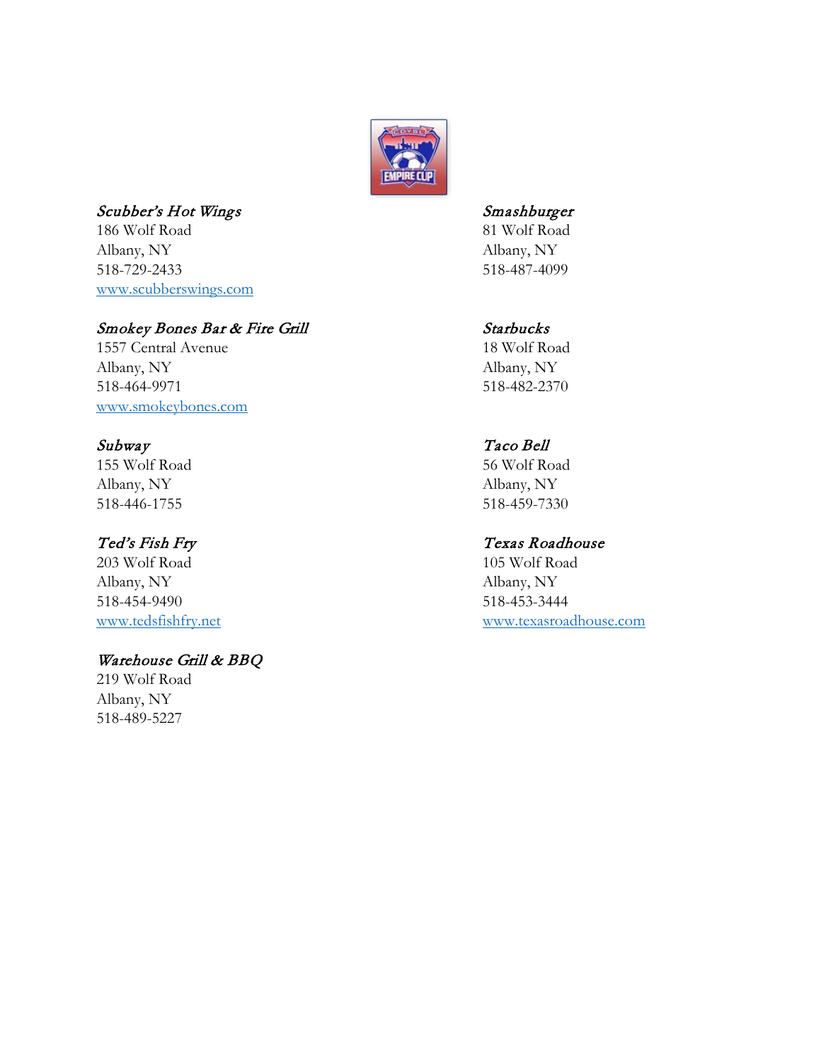*Scubber's Hot Wings*
186 Wolf Road
Albany, NY
518-729-2433
www.scubberswings.com

*Smashburger*
81 Wolf Road
Albany, NY
518-487-4099

*Smokey Bones Bar & Fire Grill*
1557 Central Avenue
Albany, NY
518-464-9971
www.smokeybones.com

*Starbucks*
18 Wolf Road
Albany, NY
518-482-2370

*Subway*
155 Wolf Road
Albany, NY
518-446-1755

*Taco Bell*
56 Wolf Road
Albany, NY
518-459-7330

*Ted's Fish Fry*
203 Wolf Road
Albany, NY
518-454-9490
www.tedsfishfry.net

*Texas Roadhouse*
105 Wolf Road
Albany, NY
518-453-3444
www.texasroadhouse.com

*Warehouse Grill & BBQ*
219 Wolf Road
Albany, NY
518-489-5227